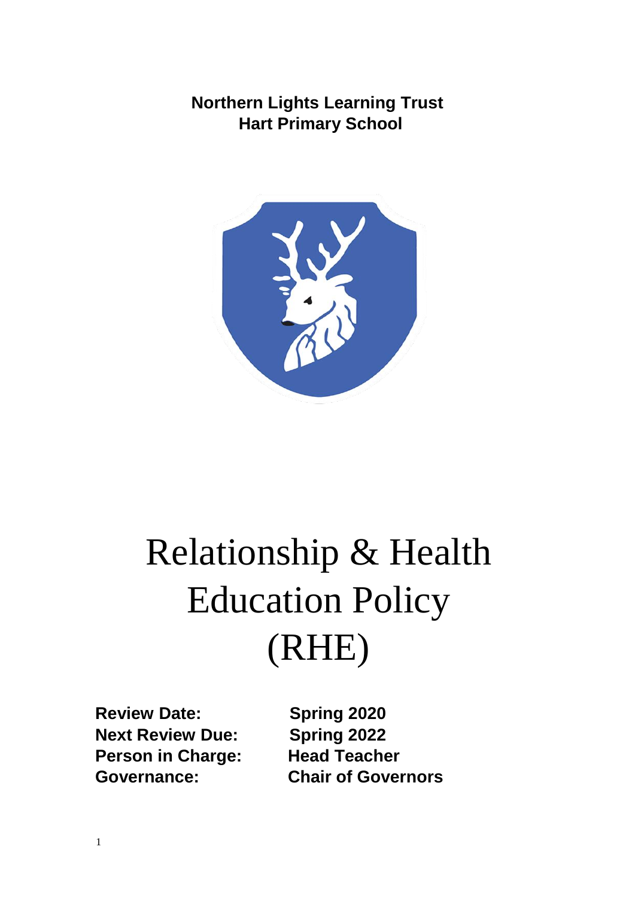**Northern Lights Learning Trust**
**Hart Primary School**

# Relationship & Health Education Policy (RHE)

| | |
|---|---|
| **Review Date:** | **Spring 2020** |
| **Next Review Due:** | **Spring 2022** |
| **Person in Charge:** | **Head Teacher** |
| **Governance:** | **Chair of Governors** |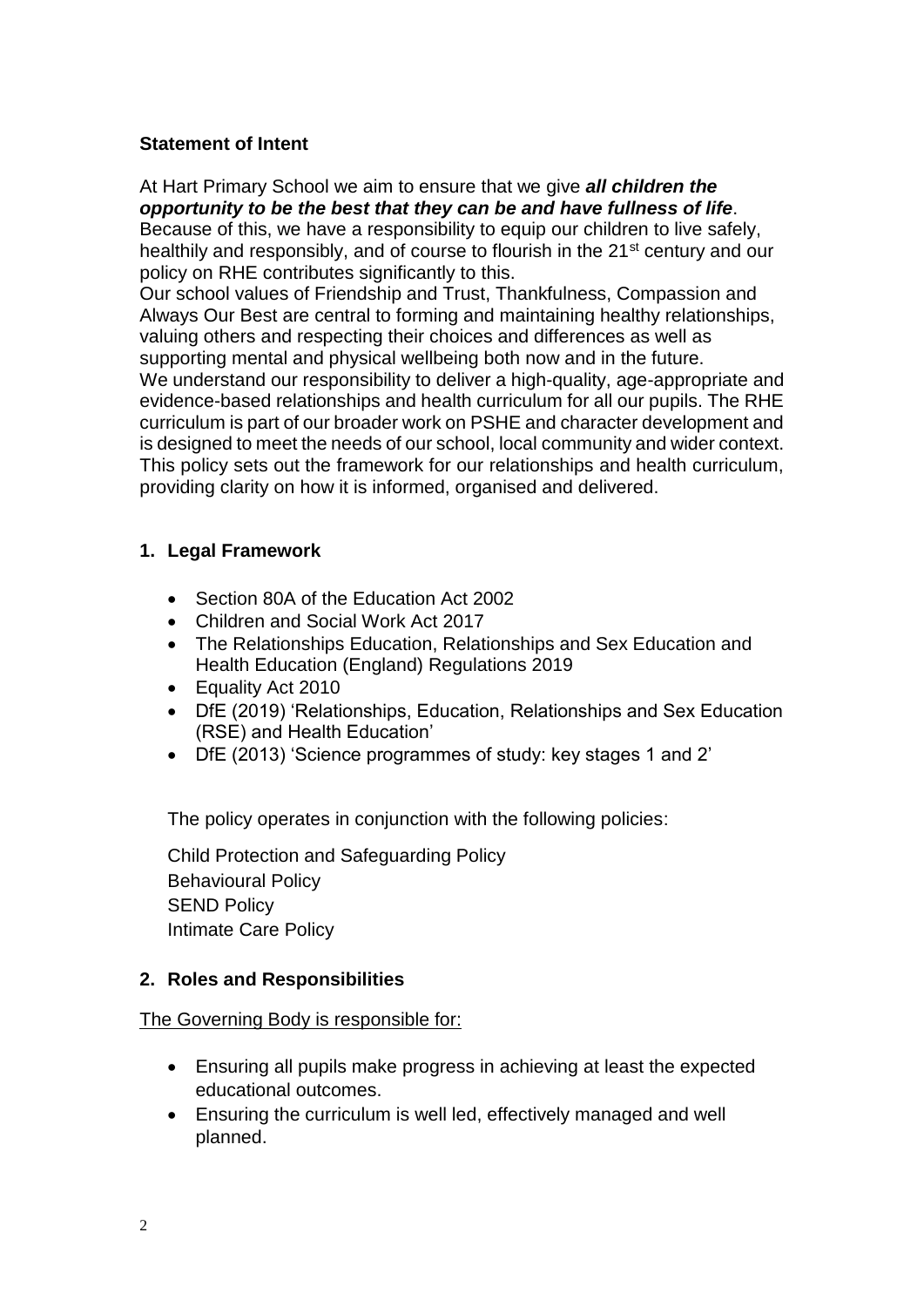**Statement of Intent**

At Hart Primary School we aim to ensure that we give ***all children the opportunity to be the best that they can be and have fullness of life***. Because of this, we have a responsibility to equip our children to live safely, healthily and responsibly, and of course to flourish in the 21st century and our policy on RHE contributes significantly to this.

Our school values of Friendship and Trust, Thankfulness, Compassion and Always Our Best are central to forming and maintaining healthy relationships, valuing others and respecting their choices and differences as well as supporting mental and physical wellbeing both now and in the future.

We understand our responsibility to deliver a high-quality, age-appropriate and evidence-based relationships and health curriculum for all our pupils. The RHE curriculum is part of our broader work on PSHE and character development and is designed to meet the needs of our school, local community and wider context. This policy sets out the framework for our relationships and health curriculum, providing clarity on how it is informed, organised and delivered.

## 1. Legal Framework

- Section 80A of the Education Act 2002
- Children and Social Work Act 2017
- The Relationships Education, Relationships and Sex Education and Health Education (England) Regulations 2019
- Equality Act 2010
- DfE (2019) 'Relationships, Education, Relationships and Sex Education (RSE) and Health Education'
- DfE (2013) 'Science programmes of study: key stages 1 and 2'

The policy operates in conjunction with the following policies:

Child Protection and Safeguarding Policy
Behavioural Policy
SEND Policy
Intimate Care Policy

## 2. Roles and Responsibilities

The Governing Body is responsible for:

- Ensuring all pupils make progress in achieving at least the expected educational outcomes.
- Ensuring the curriculum is well led, effectively managed and well planned.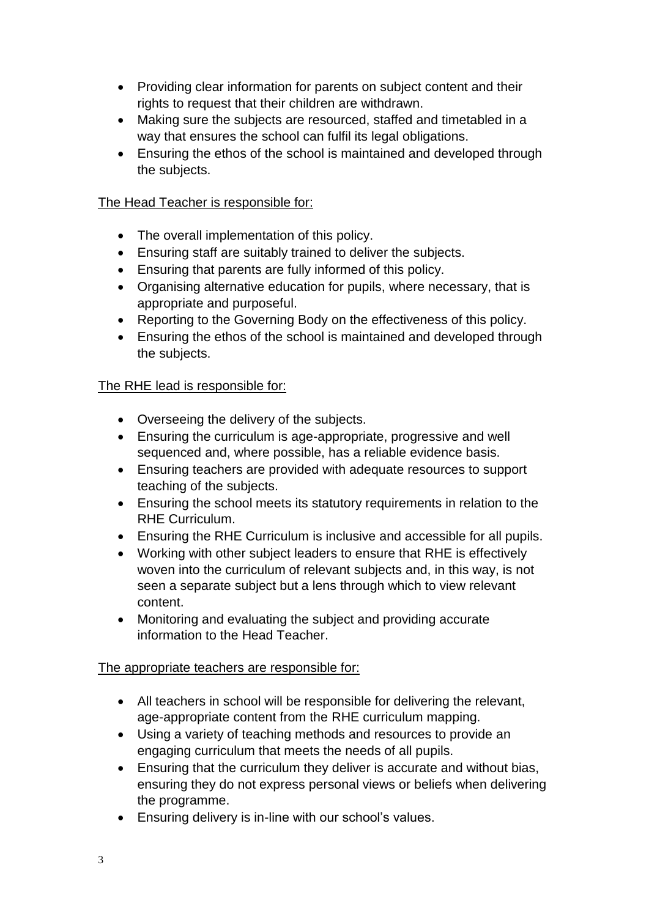- Providing clear information for parents on subject content and their rights to request that their children are withdrawn.
- Making sure the subjects are resourced, staffed and timetabled in a way that ensures the school can fulfil its legal obligations.
- Ensuring the ethos of the school is maintained and developed through the subjects.

<u>The Head Teacher is responsible for:</u>

- The overall implementation of this policy.
- Ensuring staff are suitably trained to deliver the subjects.
- Ensuring that parents are fully informed of this policy.
- Organising alternative education for pupils, where necessary, that is appropriate and purposeful.
- Reporting to the Governing Body on the effectiveness of this policy.
- Ensuring the ethos of the school is maintained and developed through the subjects.

<u>The RHE lead is responsible for:</u>

- Overseeing the delivery of the subjects.
- Ensuring the curriculum is age-appropriate, progressive and well sequenced and, where possible, has a reliable evidence basis.
- Ensuring teachers are provided with adequate resources to support teaching of the subjects.
- Ensuring the school meets its statutory requirements in relation to the RHE Curriculum.
- Ensuring the RHE Curriculum is inclusive and accessible for all pupils.
- Working with other subject leaders to ensure that RHE is effectively woven into the curriculum of relevant subjects and, in this way, is not seen a separate subject but a lens through which to view relevant content.
- Monitoring and evaluating the subject and providing accurate information to the Head Teacher.

<u>The appropriate teachers are responsible for:</u>

- All teachers in school will be responsible for delivering the relevant, age-appropriate content from the RHE curriculum mapping.
- Using a variety of teaching methods and resources to provide an engaging curriculum that meets the needs of all pupils.
- Ensuring that the curriculum they deliver is accurate and without bias, ensuring they do not express personal views or beliefs when delivering the programme.
- Ensuring delivery is in-line with our school's values.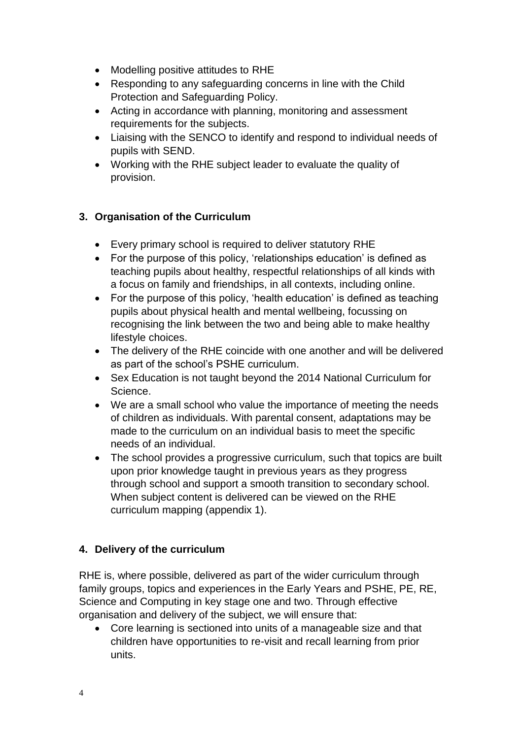- Modelling positive attitudes to RHE
- Responding to any safeguarding concerns in line with the Child Protection and Safeguarding Policy.
- Acting in accordance with planning, monitoring and assessment requirements for the subjects.
- Liaising with the SENCO to identify and respond to individual needs of pupils with SEND.
- Working with the RHE subject leader to evaluate the quality of provision.

## 3. Organisation of the Curriculum

- Every primary school is required to deliver statutory RHE
- For the purpose of this policy, 'relationships education' is defined as teaching pupils about healthy, respectful relationships of all kinds with a focus on family and friendships, in all contexts, including online.
- For the purpose of this policy, 'health education' is defined as teaching pupils about physical health and mental wellbeing, focussing on recognising the link between the two and being able to make healthy lifestyle choices.
- The delivery of the RHE coincide with one another and will be delivered as part of the school's PSHE curriculum.
- Sex Education is not taught beyond the 2014 National Curriculum for Science.
- We are a small school who value the importance of meeting the needs of children as individuals. With parental consent, adaptations may be made to the curriculum on an individual basis to meet the specific needs of an individual.
- The school provides a progressive curriculum, such that topics are built upon prior knowledge taught in previous years as they progress through school and support a smooth transition to secondary school. When subject content is delivered can be viewed on the RHE curriculum mapping (appendix 1).

## 4. Delivery of the curriculum

RHE is, where possible, delivered as part of the wider curriculum through family groups, topics and experiences in the Early Years and PSHE, PE, RE, Science and Computing in key stage one and two. Through effective organisation and delivery of the subject, we will ensure that:

- Core learning is sectioned into units of a manageable size and that children have opportunities to re-visit and recall learning from prior units.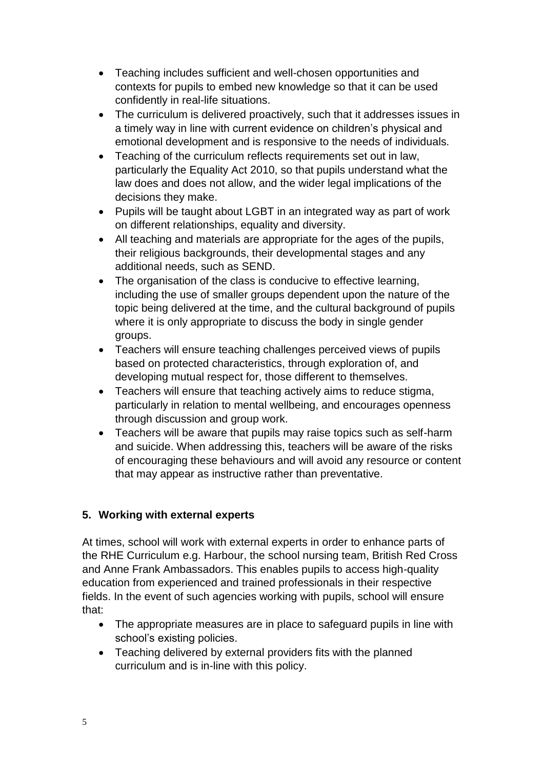- Teaching includes sufficient and well-chosen opportunities and contexts for pupils to embed new knowledge so that it can be used confidently in real-life situations.
- The curriculum is delivered proactively, such that it addresses issues in a timely way in line with current evidence on children's physical and emotional development and is responsive to the needs of individuals.
- Teaching of the curriculum reflects requirements set out in law, particularly the Equality Act 2010, so that pupils understand what the law does and does not allow, and the wider legal implications of the decisions they make.
- Pupils will be taught about LGBT in an integrated way as part of work on different relationships, equality and diversity.
- All teaching and materials are appropriate for the ages of the pupils, their religious backgrounds, their developmental stages and any additional needs, such as SEND.
- The organisation of the class is conducive to effective learning, including the use of smaller groups dependent upon the nature of the topic being delivered at the time, and the cultural background of pupils where it is only appropriate to discuss the body in single gender groups.
- Teachers will ensure teaching challenges perceived views of pupils based on protected characteristics, through exploration of, and developing mutual respect for, those different to themselves.
- Teachers will ensure that teaching actively aims to reduce stigma, particularly in relation to mental wellbeing, and encourages openness through discussion and group work.
- Teachers will be aware that pupils may raise topics such as self-harm and suicide. When addressing this, teachers will be aware of the risks of encouraging these behaviours and will avoid any resource or content that may appear as instructive rather than preventative.

## 5. Working with external experts

At times, school will work with external experts in order to enhance parts of the RHE Curriculum e.g. Harbour, the school nursing team, British Red Cross and Anne Frank Ambassadors. This enables pupils to access high-quality education from experienced and trained professionals in their respective fields. In the event of such agencies working with pupils, school will ensure that:

- The appropriate measures are in place to safeguard pupils in line with school's existing policies.
- Teaching delivered by external providers fits with the planned curriculum and is in-line with this policy.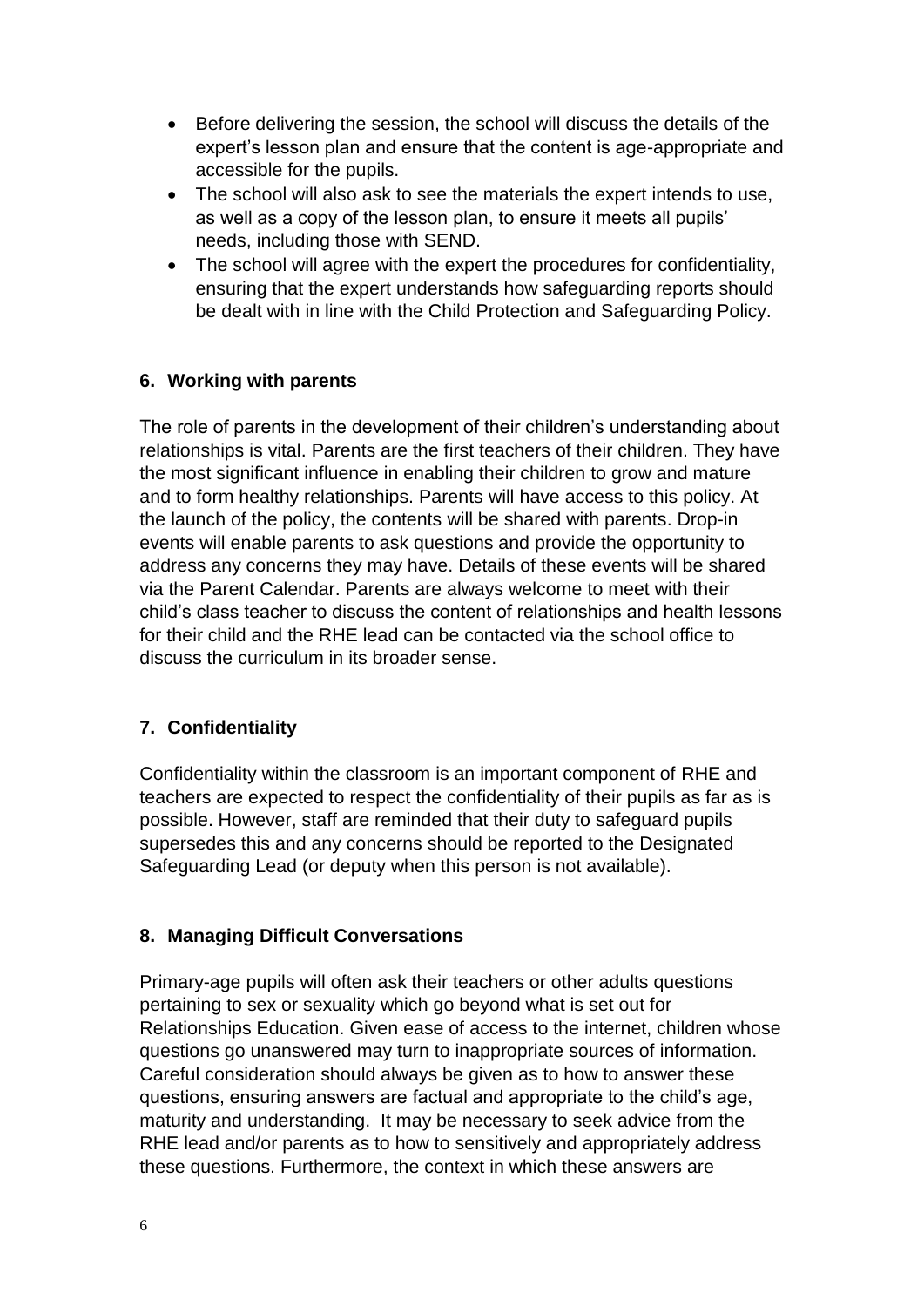- Before delivering the session, the school will discuss the details of the expert's lesson plan and ensure that the content is age-appropriate and accessible for the pupils.
- The school will also ask to see the materials the expert intends to use, as well as a copy of the lesson plan, to ensure it meets all pupils' needs, including those with SEND.
- The school will agree with the expert the procedures for confidentiality, ensuring that the expert understands how safeguarding reports should be dealt with in line with the Child Protection and Safeguarding Policy.

## 6. Working with parents

The role of parents in the development of their children's understanding about relationships is vital. Parents are the first teachers of their children. They have the most significant influence in enabling their children to grow and mature and to form healthy relationships. Parents will have access to this policy. At the launch of the policy, the contents will be shared with parents. Drop-in events will enable parents to ask questions and provide the opportunity to address any concerns they may have. Details of these events will be shared via the Parent Calendar. Parents are always welcome to meet with their child's class teacher to discuss the content of relationships and health lessons for their child and the RHE lead can be contacted via the school office to discuss the curriculum in its broader sense.

## 7. Confidentiality

Confidentiality within the classroom is an important component of RHE and teachers are expected to respect the confidentiality of their pupils as far as is possible. However, staff are reminded that their duty to safeguard pupils supersedes this and any concerns should be reported to the Designated Safeguarding Lead (or deputy when this person is not available).

## 8. Managing Difficult Conversations

Primary-age pupils will often ask their teachers or other adults questions pertaining to sex or sexuality which go beyond what is set out for Relationships Education. Given ease of access to the internet, children whose questions go unanswered may turn to inappropriate sources of information. Careful consideration should always be given as to how to answer these questions, ensuring answers are factual and appropriate to the child's age, maturity and understanding. It may be necessary to seek advice from the RHE lead and/or parents as to how to sensitively and appropriately address these questions. Furthermore, the context in which these answers are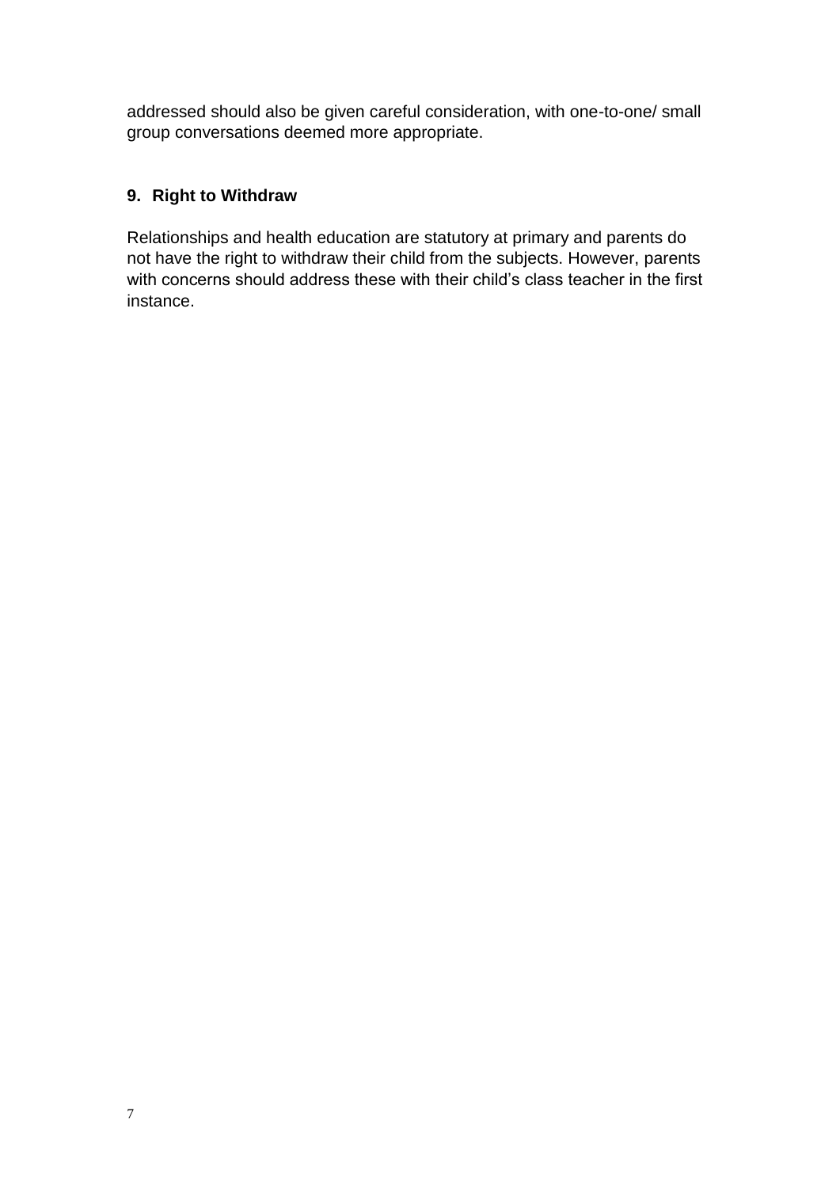addressed should also be given careful consideration, with one-to-one/ small group conversations deemed more appropriate.

## 9. Right to Withdraw

Relationships and health education are statutory at primary and parents do not have the right to withdraw their child from the subjects. However, parents with concerns should address these with their child's class teacher in the first instance.